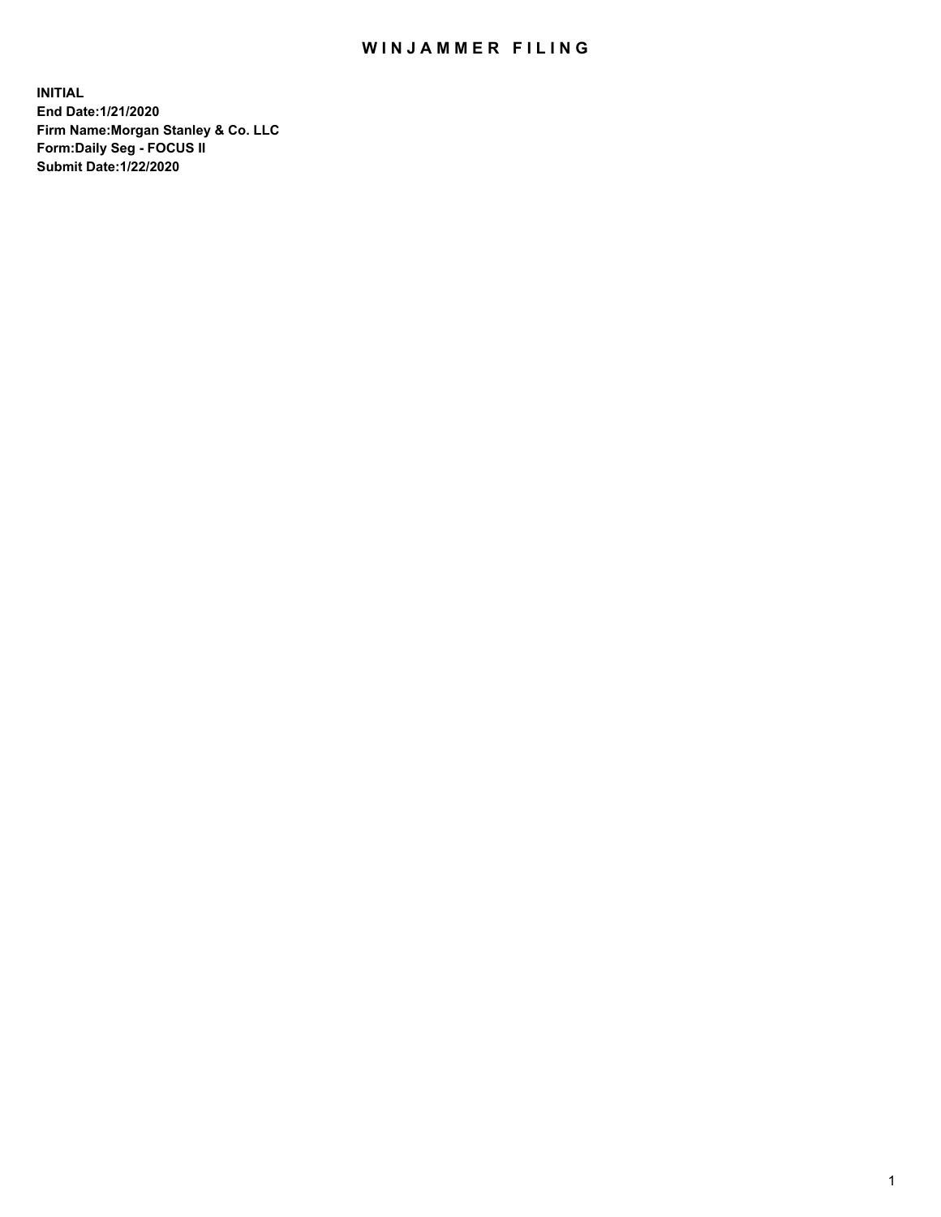# WINJAMMER FILING

**INITIAL**
**End Date:1/21/2020**
**Firm Name:Morgan Stanley & Co. LLC**
**Form:Daily Seg - FOCUS II**
**Submit Date:1/22/2020**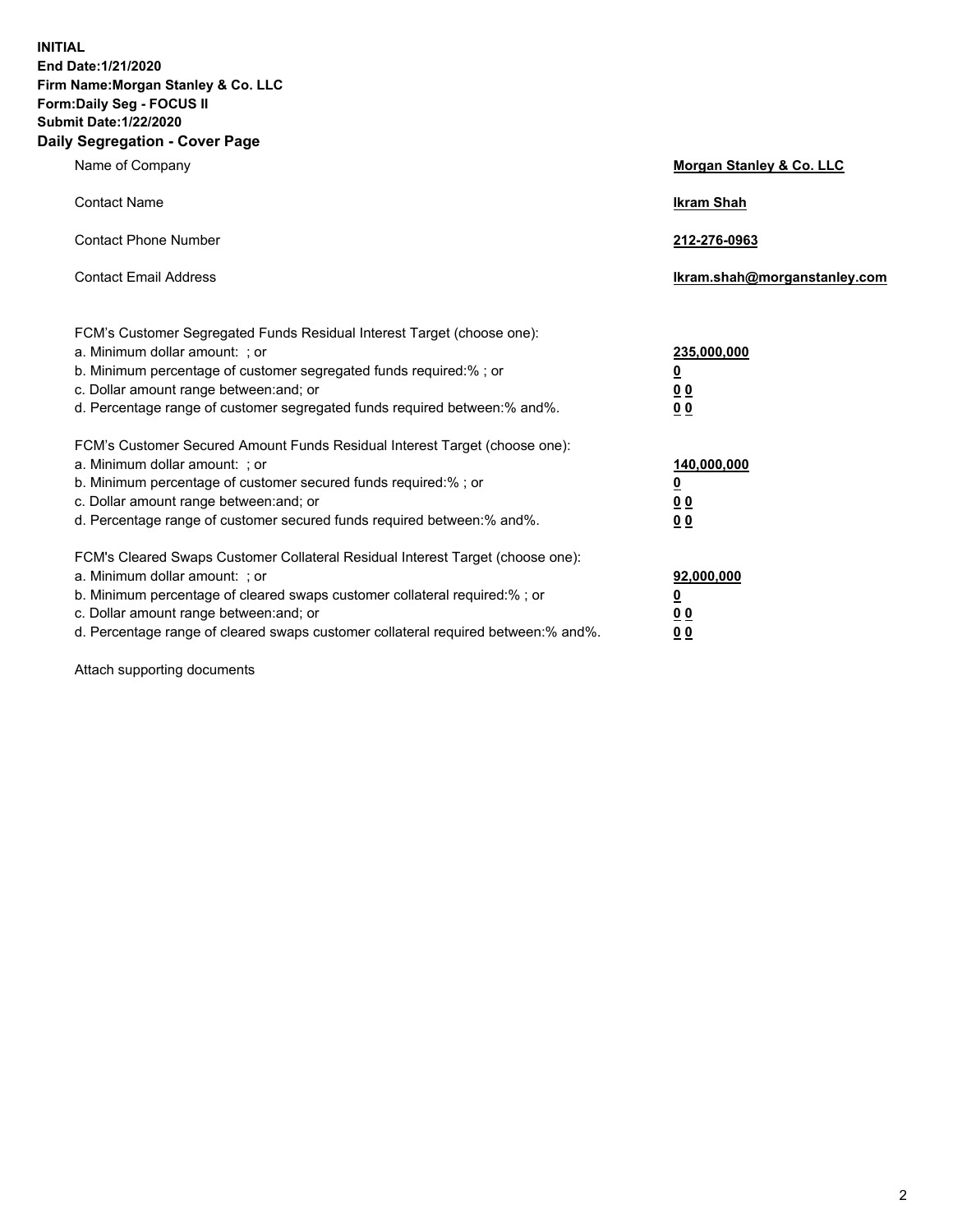**INITIAL**
**End Date:1/21/2020**
**Firm Name:Morgan Stanley & Co. LLC**
**Form:Daily Seg - FOCUS II**
**Submit Date:1/22/2020**

## Daily Segregation - Cover Page

| | |
|---|---|
| Name of Company | **Morgan Stanley & Co. LLC** |
| Contact Name | **Ikram Shah** |
| Contact Phone Number | **212-276-0963** |
| Contact Email Address | **Ikram.shah@morganstanley.com** |

FCM's Customer Segregated Funds Residual Interest Target (choose one):

| | |
|---|---|
| a. Minimum dollar amount: ; or | **235,000,000** |
| b. Minimum percentage of customer segregated funds required:% ; or | **0** |
| c. Dollar amount range between:and; or | **0 0** |
| d. Percentage range of customer segregated funds required between:% and%. | **0 0** |

FCM's Customer Secured Amount Funds Residual Interest Target (choose one):

| | |
|---|---|
| a. Minimum dollar amount: ; or | **140,000,000** |
| b. Minimum percentage of customer secured funds required:% ; or | **0** |
| c. Dollar amount range between:and; or | **0 0** |
| d. Percentage range of customer secured funds required between:% and%. | **0 0** |

FCM's Cleared Swaps Customer Collateral Residual Interest Target (choose one):

| | |
|---|---|
| a. Minimum dollar amount: ; or | **92,000,000** |
| b. Minimum percentage of cleared swaps customer collateral required:% ; or | **0** |
| c. Dollar amount range between:and; or | **0 0** |
| d. Percentage range of cleared swaps customer collateral required between:% and%. | **0 0** |

Attach supporting documents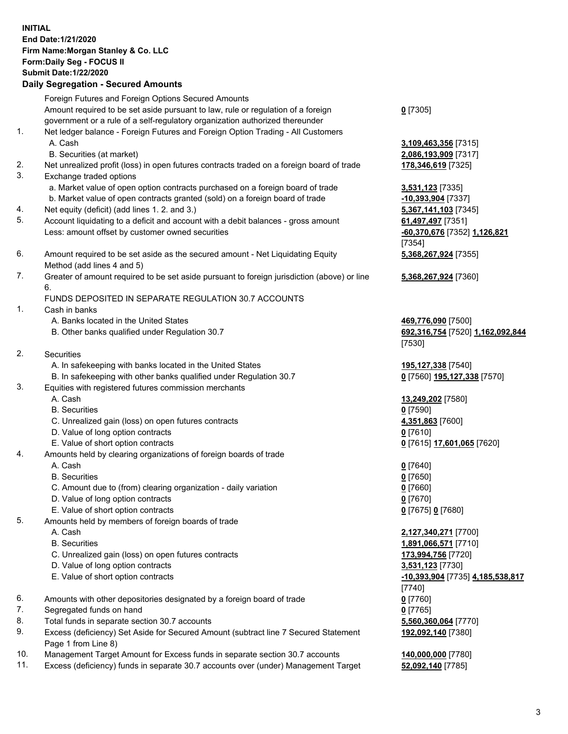**INITIAL**
**End Date:1/21/2020**
**Firm Name:Morgan Stanley & Co. LLC**
**Form:Daily Seg - FOCUS II**
**Submit Date:1/22/2020**

### Daily Segregation - Secured Amounts

| | | |
|---|---|---|
| | Foreign Futures and Foreign Options Secured Amounts | |
| | Amount required to be set aside pursuant to law, rule or regulation of a foreign government or a rule of a self-regulatory organization authorized thereunder | **0** [7305] |
| 1. | Net ledger balance - Foreign Futures and Foreign Option Trading - All Customers | |
| | A. Cash | **3,109,463,356** [7315] |
| | B. Securities (at market) | **2,086,193,909** [7317] |
| 2. | Net unrealized profit (loss) in open futures contracts traded on a foreign board of trade | **178,346,619** [7325] |
| 3. | Exchange traded options | |
| | a. Market value of open option contracts purchased on a foreign board of trade | **3,531,123** [7335] |
| | b. Market value of open contracts granted (sold) on a foreign board of trade | **-10,393,904** [7337] |
| 4. | Net equity (deficit) (add lines 1. 2. and 3.) | **5,367,141,103** [7345] |
| 5. | Account liquidating to a deficit and account with a debit balances - gross amount | **61,497,497** [7351] |
| | Less: amount offset by customer owned securities | **-60,370,676** [7352] **1,126,821** [7354] |
| 6. | Amount required to be set aside as the secured amount - Net Liquidating Equity Method (add lines 4 and 5) | **5,368,267,924** [7355] |
| 7. | Greater of amount required to be set aside pursuant to foreign jurisdiction (above) or line 6. | **5,368,267,924** [7360] |
| | FUNDS DEPOSITED IN SEPARATE REGULATION 30.7 ACCOUNTS | |
| 1. | Cash in banks | |
| | A. Banks located in the United States | **469,776,090** [7500] |
| | B. Other banks qualified under Regulation 30.7 | **692,316,754** [7520] **1,162,092,844** [7530] |
| 2. | Securities | |
| | A. In safekeeping with banks located in the United States | **195,127,338** [7540] |
| | B. In safekeeping with other banks qualified under Regulation 30.7 | **0** [7560] **195,127,338** [7570] |
| 3. | Equities with registered futures commission merchants | |
| | A. Cash | **13,249,202** [7580] |
| | B. Securities | **0** [7590] |
| | C. Unrealized gain (loss) on open futures contracts | **4,351,863** [7600] |
| | D. Value of long option contracts | **0** [7610] |
| | E. Value of short option contracts | **0** [7615] **17,601,065** [7620] |
| 4. | Amounts held by clearing organizations of foreign boards of trade | |
| | A. Cash | **0** [7640] |
| | B. Securities | **0** [7650] |
| | C. Amount due to (from) clearing organization - daily variation | **0** [7660] |
| | D. Value of long option contracts | **0** [7670] |
| | E. Value of short option contracts | **0** [7675] **0** [7680] |
| 5. | Amounts held by members of foreign boards of trade | |
| | A. Cash | **2,127,340,271** [7700] |
| | B. Securities | **1,891,066,571** [7710] |
| | C. Unrealized gain (loss) on open futures contracts | **173,994,756** [7720] |
| | D. Value of long option contracts | **3,531,123** [7730] |
| | E. Value of short option contracts | **-10,393,904** [7735] **4,185,538,817** [7740] |
| 6. | Amounts with other depositories designated by a foreign board of trade | **0** [7760] |
| 7. | Segregated funds on hand | **0** [7765] |
| 8. | Total funds in separate section 30.7 accounts | **5,560,360,064** [7770] |
| 9. | Excess (deficiency) Set Aside for Secured Amount (subtract line 7 Secured Statement Page 1 from Line 8) | **192,092,140** [7380] |
| 10. | Management Target Amount for Excess funds in separate section 30.7 accounts | **140,000,000** [7780] |
| 11. | Excess (deficiency) funds in separate 30.7 accounts over (under) Management Target | **52,092,140** [7785] |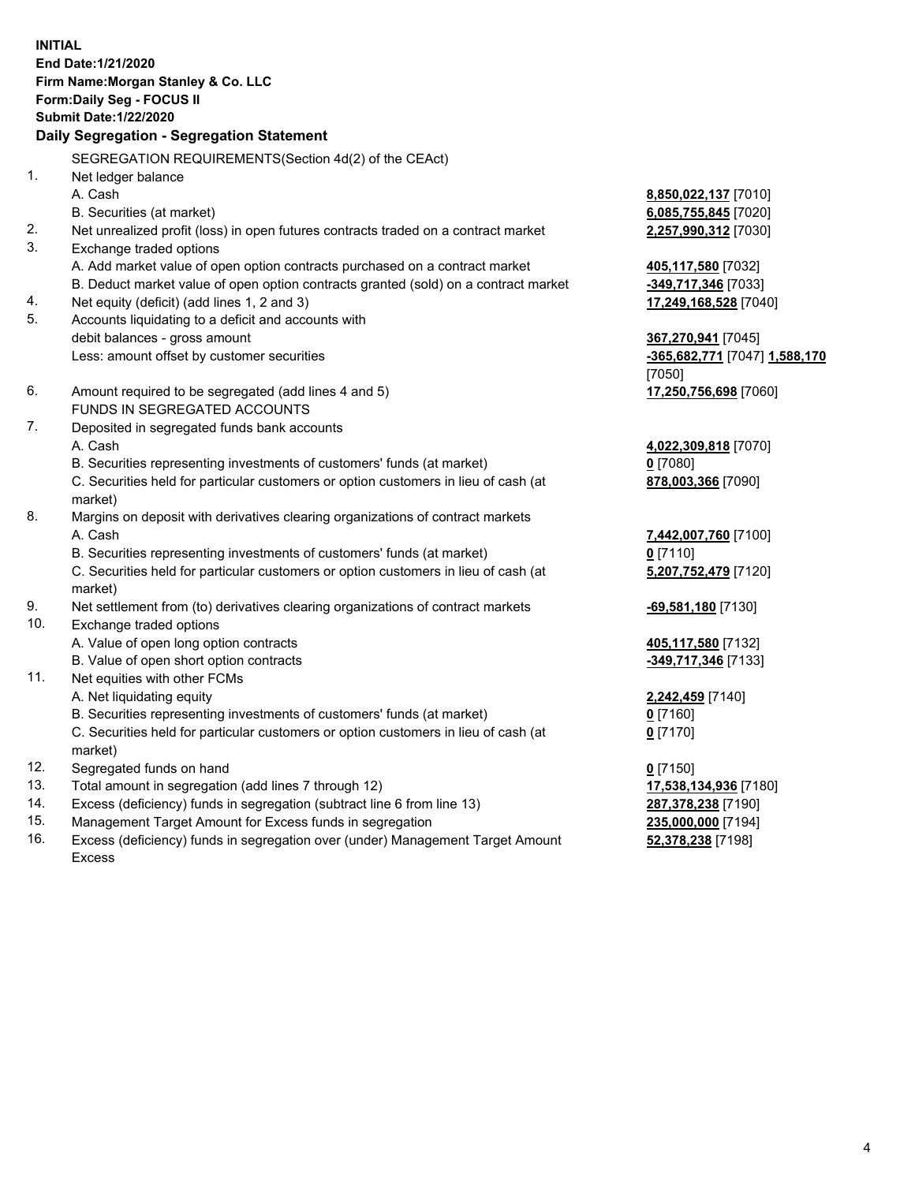**INITIAL**
**End Date:1/21/2020**
**Firm Name:Morgan Stanley & Co. LLC**
**Form:Daily Seg - FOCUS II**
**Submit Date:1/22/2020**

## Daily Segregation - Segregation Statement

SEGREGATION REQUIREMENTS(Section 4d(2) of the CEAct)

| | | |
|---|---|---|
| 1. | Net ledger balance | |
| | A. Cash | **8,850,022,137** [7010] |
| | B. Securities (at market) | **6,085,755,845** [7020] |
| 2. | Net unrealized profit (loss) in open futures contracts traded on a contract market | **2,257,990,312** [7030] |
| 3. | Exchange traded options | |
| | A. Add market value of open option contracts purchased on a contract market | **405,117,580** [7032] |
| | B. Deduct market value of open option contracts granted (sold) on a contract market | **-349,717,346** [7033] |
| 4. | Net equity (deficit) (add lines 1, 2 and 3) | **17,249,168,528** [7040] |
| 5. | Accounts liquidating to a deficit and accounts with debit balances - gross amount | **367,270,941** [7045] |
| | Less: amount offset by customer securities | **-365,682,771** [7047] **1,588,170** [7050] |
| 6. | Amount required to be segregated (add lines 4 and 5) | **17,250,756,698** [7060] |
| | FUNDS IN SEGREGATED ACCOUNTS | |
| 7. | Deposited in segregated funds bank accounts | |
| | A. Cash | **4,022,309,818** [7070] |
| | B. Securities representing investments of customers' funds (at market) | **0** [7080] |
| | C. Securities held for particular customers or option customers in lieu of cash (at market) | **878,003,366** [7090] |
| 8. | Margins on deposit with derivatives clearing organizations of contract markets | |
| | A. Cash | **7,442,007,760** [7100] |
| | B. Securities representing investments of customers' funds (at market) | **0** [7110] |
| | C. Securities held for particular customers or option customers in lieu of cash (at market) | **5,207,752,479** [7120] |
| 9. | Net settlement from (to) derivatives clearing organizations of contract markets | **-69,581,180** [7130] |
| 10. | Exchange traded options | |
| | A. Value of open long option contracts | **405,117,580** [7132] |
| | B. Value of open short option contracts | **-349,717,346** [7133] |
| 11. | Net equities with other FCMs | |
| | A. Net liquidating equity | **2,242,459** [7140] |
| | B. Securities representing investments of customers' funds (at market) | **0** [7160] |
| | C. Securities held for particular customers or option customers in lieu of cash (at market) | **0** [7170] |
| 12. | Segregated funds on hand | **0** [7150] |
| 13. | Total amount in segregation (add lines 7 through 12) | **17,538,134,936** [7180] |
| 14. | Excess (deficiency) funds in segregation (subtract line 6 from line 13) | **287,378,238** [7190] |
| 15. | Management Target Amount for Excess funds in segregation | **235,000,000** [7194] |
| 16. | Excess (deficiency) funds in segregation over (under) Management Target Amount Excess | **52,378,238** [7198] |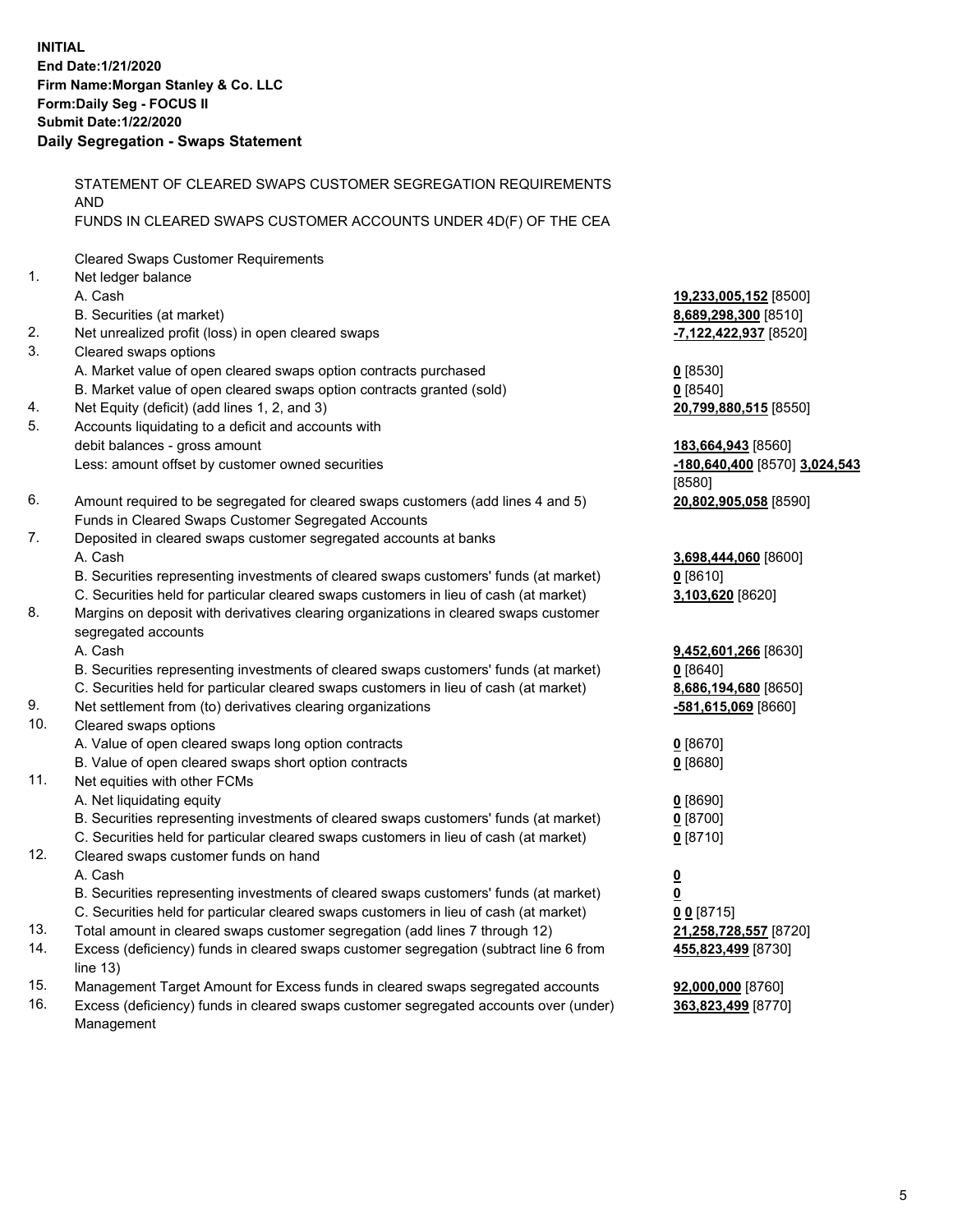**INITIAL**
**End Date:1/21/2020**
**Firm Name:Morgan Stanley & Co. LLC**
**Form:Daily Seg - FOCUS II**
**Submit Date:1/22/2020**
**Daily Segregation - Swaps Statement**

STATEMENT OF CLEARED SWAPS CUSTOMER SEGREGATION REQUIREMENTS AND FUNDS IN CLEARED SWAPS CUSTOMER ACCOUNTS UNDER 4D(F) OF THE CEA

Cleared Swaps Customer Requirements

| | | |
|---|---|---|
| 1. | Net ledger balance | |
| | A. Cash | **19,233,005,152** [8500] |
| | B. Securities (at market) | **8,689,298,300** [8510] |
| 2. | Net unrealized profit (loss) in open cleared swaps | **-7,122,422,937** [8520] |
| 3. | Cleared swaps options | |
| | A. Market value of open cleared swaps option contracts purchased | **0** [8530] |
| | B. Market value of open cleared swaps option contracts granted (sold) | **0** [8540] |
| 4. | Net Equity (deficit) (add lines 1, 2, and 3) | **20,799,880,515** [8550] |
| 5. | Accounts liquidating to a deficit and accounts with debit balances - gross amount | **183,664,943** [8560] |
| | Less: amount offset by customer owned securities | **-180,640,400** [8570] **3,024,543** [8580] |
| 6. | Amount required to be segregated for cleared swaps customers (add lines 4 and 5) | **20,802,905,058** [8590] |
| | Funds in Cleared Swaps Customer Segregated Accounts | |
| 7. | Deposited in cleared swaps customer segregated accounts at banks | |
| | A. Cash | **3,698,444,060** [8600] |
| | B. Securities representing investments of cleared swaps customers' funds (at market) | **0** [8610] |
| | C. Securities held for particular cleared swaps customers in lieu of cash (at market) | **3,103,620** [8620] |
| 8. | Margins on deposit with derivatives clearing organizations in cleared swaps customer segregated accounts | |
| | A. Cash | **9,452,601,266** [8630] |
| | B. Securities representing investments of cleared swaps customers' funds (at market) | **0** [8640] |
| | C. Securities held for particular cleared swaps customers in lieu of cash (at market) | **8,686,194,680** [8650] |
| 9. | Net settlement from (to) derivatives clearing organizations | **-581,615,069** [8660] |
| 10. | Cleared swaps options | |
| | A. Value of open cleared swaps long option contracts | **0** [8670] |
| | B. Value of open cleared swaps short option contracts | **0** [8680] |
| 11. | Net equities with other FCMs | |
| | A. Net liquidating equity | **0** [8690] |
| | B. Securities representing investments of cleared swaps customers' funds (at market) | **0** [8700] |
| | C. Securities held for particular cleared swaps customers in lieu of cash (at market) | **0** [8710] |
| 12. | Cleared swaps customer funds on hand | |
| | A. Cash | **0** |
| | B. Securities representing investments of cleared swaps customers' funds (at market) | **0** |
| | C. Securities held for particular cleared swaps customers in lieu of cash (at market) | **0** **0** [8715] |
| 13. | Total amount in cleared swaps customer segregation (add lines 7 through 12) | **21,258,728,557** [8720] |
| 14. | Excess (deficiency) funds in cleared swaps customer segregation (subtract line 6 from line 13) | **455,823,499** [8730] |
| 15. | Management Target Amount for Excess funds in cleared swaps segregated accounts | **92,000,000** [8760] |
| 16. | Excess (deficiency) funds in cleared swaps customer segregated accounts over (under) Management | **363,823,499** [8770] |